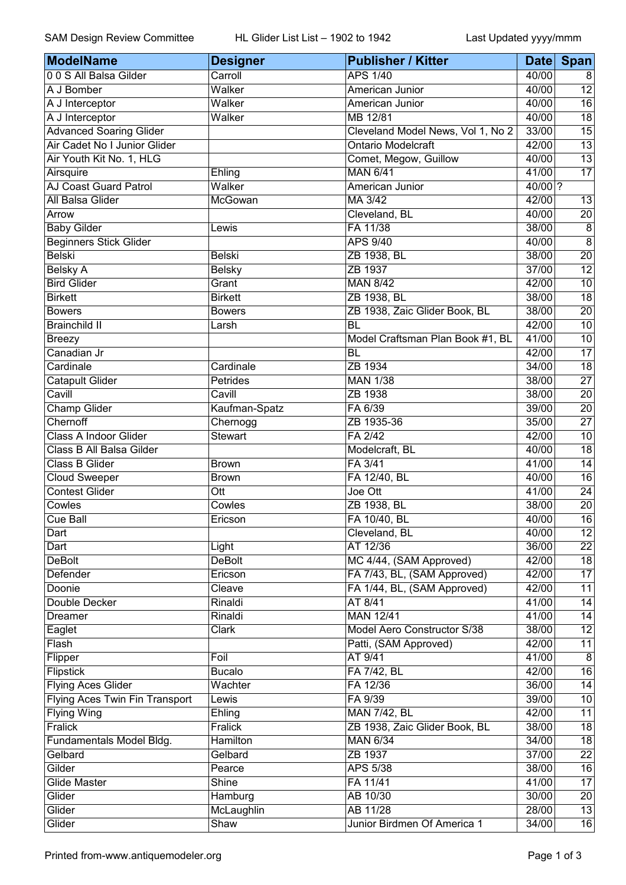| ModelName | Designer | Publisher / Kitter | Date | Span |
|---|---|---|---|---|
| 0 0 S All Balsa Gilder | Carroll | APS 1/40 | 40/00 | 8 |
| A J Bomber | Walker | American Junior | 40/00 | 12 |
| A J Interceptor | Walker | American Junior | 40/00 | 16 |
| A J Interceptor | Walker | MB 12/81 | 40/00 | 18 |
| Advanced Soaring Glider | | Cleveland Model News, Vol 1, No 2 | 33/00 | 15 |
| Air Cadet No I Junior Glider | | Ontario Modelcraft | 42/00 | 13 |
| Air Youth Kit No. 1, HLG | | Comet, Megow, Guillow | 40/00 | 13 |
| Airsquire | Ehling | MAN 6/41 | 41/00 | 17 |
| AJ Coast Guard Patrol | Walker | American Junior | 40/00 | ? |
| All Balsa Glider | McGowan | MA 3/42 | 42/00 | 13 |
| Arrow | | Cleveland, BL | 40/00 | 20 |
| Baby Gilder | Lewis | FA 11/38 | 38/00 | 8 |
| Beginners Stick Glider | | APS 9/40 | 40/00 | 8 |
| Belski | Belski | ZB 1938, BL | 38/00 | 20 |
| Belsky A | Belsky | ZB 1937 | 37/00 | 12 |
| Bird Glider | Grant | MAN 8/42 | 42/00 | 10 |
| Birkett | Birkett | ZB 1938, BL | 38/00 | 18 |
| Bowers | Bowers | ZB 1938, Zaic Glider Book, BL | 38/00 | 20 |
| Brainchild II | Larsh | BL | 42/00 | 10 |
| Breezy | | Model Craftsman Plan Book #1, BL | 41/00 | 10 |
| Canadian Jr | | BL | 42/00 | 17 |
| Cardinale | Cardinale | ZB 1934 | 34/00 | 18 |
| Catapult Glider | Petrides | MAN 1/38 | 38/00 | 27 |
| Cavill | Cavill | ZB 1938 | 38/00 | 20 |
| Champ Glider | Kaufman-Spatz | FA 6/39 | 39/00 | 20 |
| Chernoff | Chernogg | ZB 1935-36 | 35/00 | 27 |
| Class A Indoor Glider | Stewart | FA 2/42 | 42/00 | 10 |
| Class B All Balsa Gilder | | Modelcraft, BL | 40/00 | 18 |
| Class B Glider | Brown | FA 3/41 | 41/00 | 14 |
| Cloud Sweeper | Brown | FA 12/40, BL | 40/00 | 16 |
| Contest Glider | Ott | Joe Ott | 41/00 | 24 |
| Cowles | Cowles | ZB 1938, BL | 38/00 | 20 |
| Cue Ball | Ericson | FA 10/40, BL | 40/00 | 16 |
| Dart | | Cleveland, BL | 40/00 | 12 |
| Dart | Light | AT 12/36 | 36/00 | 22 |
| DeBolt | DeBolt | MC 4/44, (SAM Approved) | 42/00 | 18 |
| Defender | Ericson | FA 7/43, BL, (SAM Approved) | 42/00 | 17 |
| Doonie | Cleave | FA 1/44, BL, (SAM Approved) | 42/00 | 11 |
| Double Decker | Rinaldi | AT 8/41 | 41/00 | 14 |
| Dreamer | Rinaldi | MAN 12/41 | 41/00 | 14 |
| Eaglet | Clark | Model Aero Constructor S/38 | 38/00 | 12 |
| Flash | | Patti, (SAM Approved) | 42/00 | 11 |
| Flipper | Foil | AT 9/41 | 41/00 | 8 |
| Flipstick | Bucalo | FA 7/42, BL | 42/00 | 16 |
| Flying Aces Glider | Wachter | FA 12/36 | 36/00 | 14 |
| Flying Aces Twin Fin Transport | Lewis | FA 9/39 | 39/00 | 10 |
| Flying Wing | Ehling | MAN 7/42, BL | 42/00 | 11 |
| Fralick | Fralick | ZB 1938, Zaic Glider Book, BL | 38/00 | 18 |
| Fundamentals Model Bldg. | Hamilton | MAN 6/34 | 34/00 | 18 |
| Gelbard | Gelbard | ZB 1937 | 37/00 | 22 |
| Gilder | Pearce | APS 5/38 | 38/00 | 16 |
| Glide Master | Shine | FA 11/41 | 41/00 | 17 |
| Glider | Hamburg | AB 10/30 | 30/00 | 20 |
| Glider | McLaughlin | AB 11/28 | 28/00 | 13 |
| Glider | Shaw | Junior Birdmen Of America 1 | 34/00 | 16 |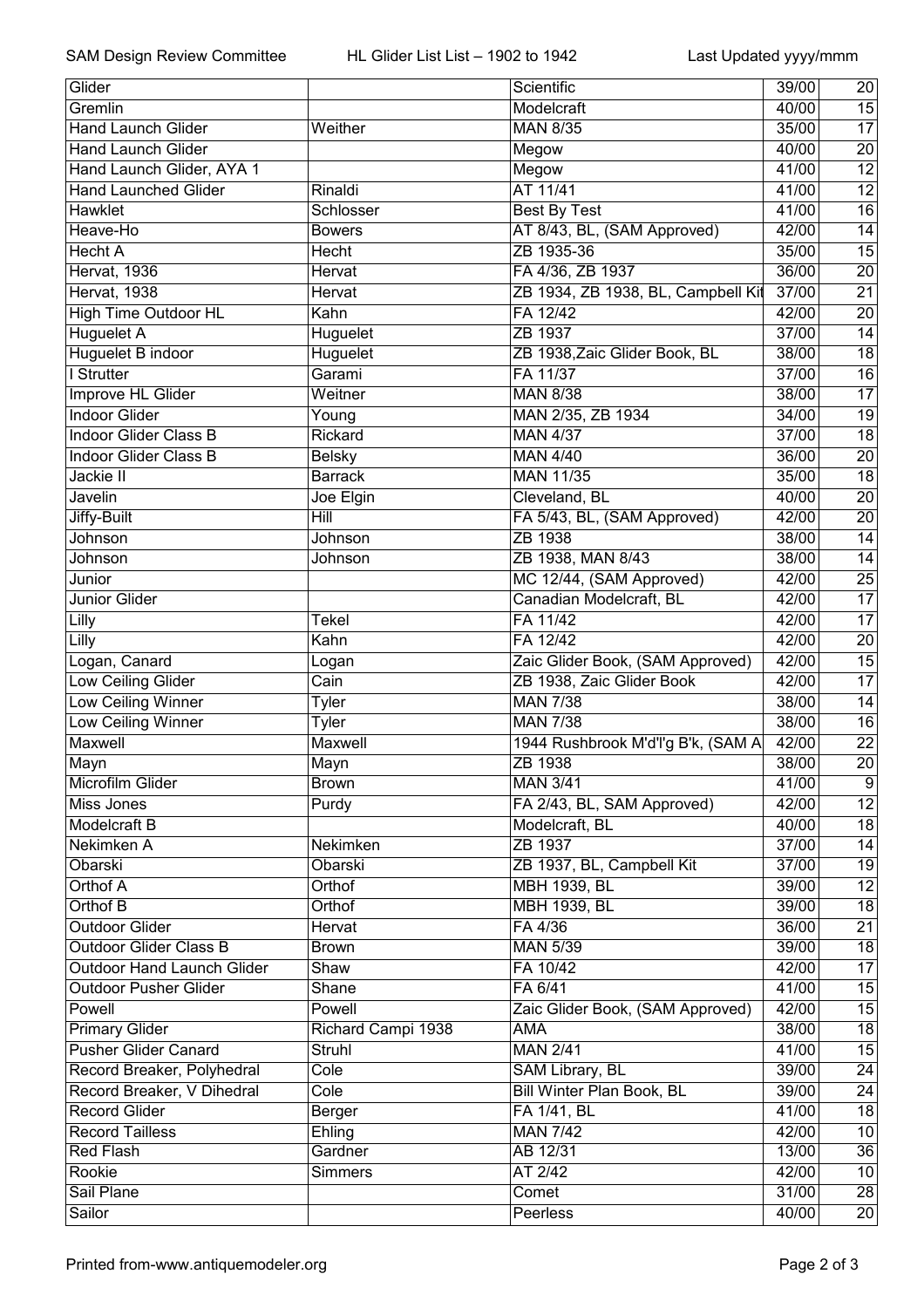| Glider | | Scientific | 39/00 | 20 |
|---|---|---|---|---|
| Gremlin | | Modelcraft | 40/00 | 15 |
| Hand Launch Glider | Weither | MAN 8/35 | 35/00 | 17 |
| Hand Launch Glider | | Megow | 40/00 | 20 |
| Hand Launch Glider, AYA 1 | | Megow | 41/00 | 12 |
| Hand Launched Glider | Rinaldi | AT 11/41 | 41/00 | 12 |
| Hawklet | Schlosser | Best By Test | 41/00 | 16 |
| Heave-Ho | Bowers | AT 8/43, BL, (SAM Approved) | 42/00 | 14 |
| Hecht A | Hecht | ZB 1935-36 | 35/00 | 15 |
| Hervat, 1936 | Hervat | FA 4/36, ZB 1937 | 36/00 | 20 |
| Hervat, 1938 | Hervat | ZB 1934, ZB 1938, BL, Campbell Kit | 37/00 | 21 |
| High Time Outdoor HL | Kahn | FA 12/42 | 42/00 | 20 |
| Huguelet A | Huguelet | ZB 1937 | 37/00 | 14 |
| Huguelet B indoor | Huguelet | ZB 1938,Zaic Glider Book, BL | 38/00 | 18 |
| I Strutter | Garami | FA 11/37 | 37/00 | 16 |
| Improve HL Glider | Weitner | MAN 8/38 | 38/00 | 17 |
| Indoor Glider | Young | MAN 2/35, ZB 1934 | 34/00 | 19 |
| Indoor Glider Class B | Rickard | MAN 4/37 | 37/00 | 18 |
| Indoor Glider Class B | Belsky | MAN 4/40 | 36/00 | 20 |
| Jackie II | Barrack | MAN 11/35 | 35/00 | 18 |
| Javelin | Joe Elgin | Cleveland, BL | 40/00 | 20 |
| Jiffy-Built | Hill | FA 5/43, BL, (SAM Approved) | 42/00 | 20 |
| Johnson | Johnson | ZB 1938 | 38/00 | 14 |
| Johnson | Johnson | ZB 1938, MAN 8/43 | 38/00 | 14 |
| Junior | | MC 12/44, (SAM Approved) | 42/00 | 25 |
| Junior Glider | | Canadian Modelcraft, BL | 42/00 | 17 |
| Lilly | Tekel | FA 11/42 | 42/00 | 17 |
| Lilly | Kahn | FA 12/42 | 42/00 | 20 |
| Logan, Canard | Logan | Zaic Glider Book, (SAM Approved) | 42/00 | 15 |
| Low Ceiling Glider | Cain | ZB 1938, Zaic Glider Book | 42/00 | 17 |
| Low Ceiling Winner | Tyler | MAN 7/38 | 38/00 | 14 |
| Low Ceiling Winner | Tyler | MAN 7/38 | 38/00 | 16 |
| Maxwell | Maxwell | 1944 Rushbrook M'd'l'g B'k, (SAM A | 42/00 | 22 |
| Mayn | Mayn | ZB 1938 | 38/00 | 20 |
| Microfilm Glider | Brown | MAN 3/41 | 41/00 | 9 |
| Miss Jones | Purdy | FA 2/43, BL, SAM Approved) | 42/00 | 12 |
| Modelcraft B | | Modelcraft, BL | 40/00 | 18 |
| Nekimken A | Nekimken | ZB 1937 | 37/00 | 14 |
| Obarski | Obarski | ZB 1937, BL, Campbell Kit | 37/00 | 19 |
| Orthof A | Orthof | MBH 1939, BL | 39/00 | 12 |
| Orthof B | Orthof | MBH 1939, BL | 39/00 | 18 |
| Outdoor Glider | Hervat | FA 4/36 | 36/00 | 21 |
| Outdoor Glider Class B | Brown | MAN 5/39 | 39/00 | 18 |
| Outdoor Hand Launch Glider | Shaw | FA 10/42 | 42/00 | 17 |
| Outdoor Pusher Glider | Shane | FA 6/41 | 41/00 | 15 |
| Powell | Powell | Zaic Glider Book, (SAM Approved) | 42/00 | 15 |
| Primary Glider | Richard Campi 1938 | AMA | 38/00 | 18 |
| Pusher Glider Canard | Struhl | MAN 2/41 | 41/00 | 15 |
| Record Breaker, Polyhedral | Cole | SAM Library, BL | 39/00 | 24 |
| Record Breaker, V Dihedral | Cole | Bill Winter Plan Book, BL | 39/00 | 24 |
| Record Glider | Berger | FA 1/41, BL | 41/00 | 18 |
| Record Tailless | Ehling | MAN 7/42 | 42/00 | 10 |
| Red Flash | Gardner | AB 12/31 | 13/00 | 36 |
| Rookie | Simmers | AT 2/42 | 42/00 | 10 |
| Sail Plane | | Comet | 31/00 | 28 |
| Sailor | | Peerless | 40/00 | 20 |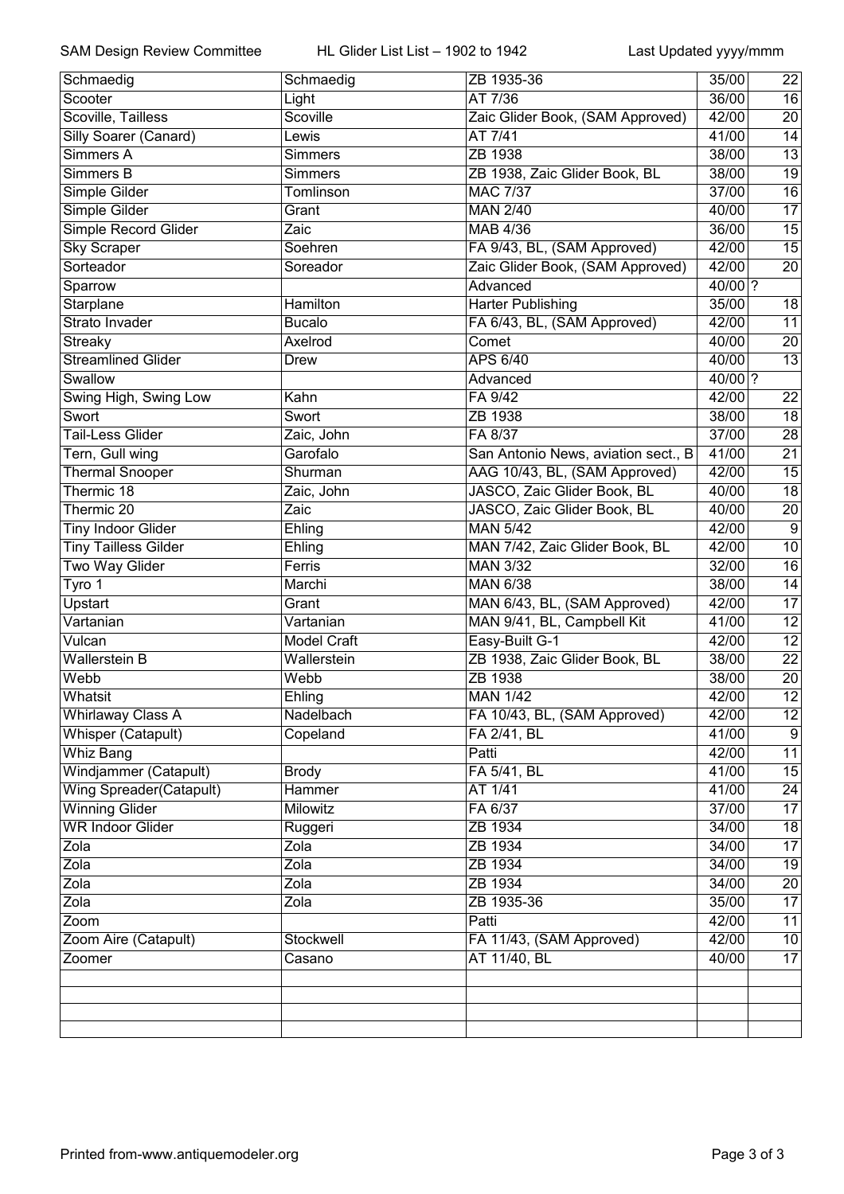| | | | | |
|---|---|---|---|---|
| Schmaedig | Schmaedig | ZB 1935-36 | 35/00 | 22 |
| Scooter | Light | AT 7/36 | 36/00 | 16 |
| Scoville, Tailless | Scoville | Zaic Glider Book, (SAM Approved) | 42/00 | 20 |
| Silly Soarer (Canard) | Lewis | AT 7/41 | 41/00 | 14 |
| Simmers A | Simmers | ZB 1938 | 38/00 | 13 |
| Simmers B | Simmers | ZB 1938, Zaic Glider Book, BL | 38/00 | 19 |
| Simple Gilder | Tomlinson | MAC 7/37 | 37/00 | 16 |
| Simple Gilder | Grant | MAN 2/40 | 40/00 | 17 |
| Simple Record Glider | Zaic | MAB 4/36 | 36/00 | 15 |
| Sky Scraper | Soehren | FA 9/43, BL, (SAM Approved) | 42/00 | 15 |
| Sorteador | Soreador | Zaic Glider Book, (SAM Approved) | 42/00 | 20 |
| Sparrow | | Advanced | 40/00 | ? |
| Starplane | Hamilton | Harter Publishing | 35/00 | 18 |
| Strato Invader | Bucalo | FA 6/43, BL, (SAM Approved) | 42/00 | 11 |
| Streaky | Axelrod | Comet | 40/00 | 20 |
| Streamlined Glider | Drew | APS 6/40 | 40/00 | 13 |
| Swallow | | Advanced | 40/00 | ? |
| Swing High, Swing Low | Kahn | FA 9/42 | 42/00 | 22 |
| Swort | Swort | ZB 1938 | 38/00 | 18 |
| Tail-Less Glider | Zaic, John | FA 8/37 | 37/00 | 28 |
| Tern, Gull wing | Garofalo | San Antonio News, aviation sect., B | 41/00 | 21 |
| Thermal Snooper | Shurman | AAG 10/43, BL, (SAM Approved) | 42/00 | 15 |
| Thermic 18 | Zaic, John | JASCO, Zaic Glider Book, BL | 40/00 | 18 |
| Thermic 20 | Zaic | JASCO, Zaic Glider Book, BL | 40/00 | 20 |
| Tiny Indoor Glider | Ehling | MAN 5/42 | 42/00 | 9 |
| Tiny Tailless Gilder | Ehling | MAN 7/42, Zaic Glider Book, BL | 42/00 | 10 |
| Two Way Glider | Ferris | MAN 3/32 | 32/00 | 16 |
| Tyro 1 | Marchi | MAN 6/38 | 38/00 | 14 |
| Upstart | Grant | MAN 6/43, BL, (SAM Approved) | 42/00 | 17 |
| Vartanian | Vartanian | MAN 9/41, BL, Campbell Kit | 41/00 | 12 |
| Vulcan | Model Craft | Easy-Built G-1 | 42/00 | 12 |
| Wallerstein B | Wallerstein | ZB 1938, Zaic Glider Book, BL | 38/00 | 22 |
| Webb | Webb | ZB 1938 | 38/00 | 20 |
| Whatsit | Ehling | MAN 1/42 | 42/00 | 12 |
| Whirlaway Class A | Nadelbach | FA 10/43, BL, (SAM Approved) | 42/00 | 12 |
| Whisper (Catapult) | Copeland | FA 2/41, BL | 41/00 | 9 |
| Whiz Bang | | Patti | 42/00 | 11 |
| Windjammer (Catapult) | Brody | FA 5/41, BL | 41/00 | 15 |
| Wing Spreader(Catapult) | Hammer | AT 1/41 | 41/00 | 24 |
| Winning Glider | Milowitz | FA 6/37 | 37/00 | 17 |
| WR Indoor Glider | Ruggeri | ZB 1934 | 34/00 | 18 |
| Zola | Zola | ZB 1934 | 34/00 | 17 |
| Zola | Zola | ZB 1934 | 34/00 | 19 |
| Zola | Zola | ZB 1934 | 34/00 | 20 |
| Zola | Zola | ZB 1935-36 | 35/00 | 17 |
| Zoom | | Patti | 42/00 | 11 |
| Zoom Aire (Catapult) | Stockwell | FA 11/43, (SAM Approved) | 42/00 | 10 |
| Zoomer | Casano | AT 11/40, BL | 40/00 | 17 |
| | | | | |
| | | | | |
| | | | | |
| | | | | |